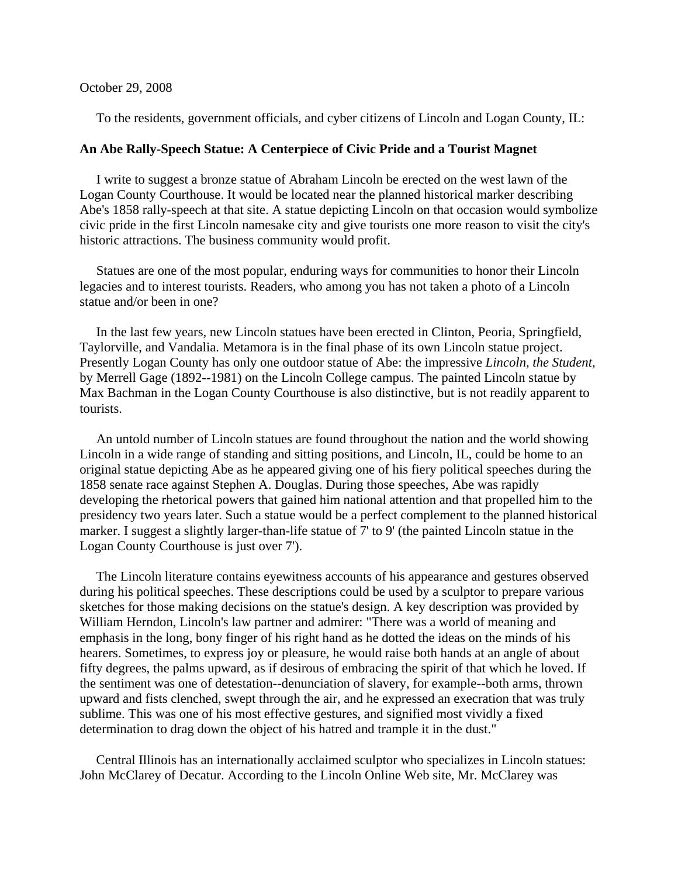October 29, 2008

To the residents, government officials, and cyber citizens of Lincoln and Logan County, IL:

**An Abe Rally-Speech Statue: A Centerpiece of Civic Pride and a Tourist Magnet**

I write to suggest a bronze statue of Abraham Lincoln be erected on the west lawn of the Logan County Courthouse. It would be located near the planned historical marker describing Abe's 1858 rally-speech at that site. A statue depicting Lincoln on that occasion would symbolize civic pride in the first Lincoln namesake city and give tourists one more reason to visit the city's historic attractions. The business community would profit.

Statues are one of the most popular, enduring ways for communities to honor their Lincoln legacies and to interest tourists. Readers, who among you has not taken a photo of a Lincoln statue and/or been in one?

In the last few years, new Lincoln statues have been erected in Clinton, Peoria, Springfield, Taylorville, and Vandalia. Metamora is in the final phase of its own Lincoln statue project. Presently Logan County has only one outdoor statue of Abe: the impressive *Lincoln, the Student*, by Merrell Gage (1892--1981) on the Lincoln College campus. The painted Lincoln statue by Max Bachman in the Logan County Courthouse is also distinctive, but is not readily apparent to tourists.

An untold number of Lincoln statues are found throughout the nation and the world showing Lincoln in a wide range of standing and sitting positions, and Lincoln, IL, could be home to an original statue depicting Abe as he appeared giving one of his fiery political speeches during the 1858 senate race against Stephen A. Douglas. During those speeches, Abe was rapidly developing the rhetorical powers that gained him national attention and that propelled him to the presidency two years later. Such a statue would be a perfect complement to the planned historical marker. I suggest a slightly larger-than-life statue of 7' to 9' (the painted Lincoln statue in the Logan County Courthouse is just over 7').

The Lincoln literature contains eyewitness accounts of his appearance and gestures observed during his political speeches. These descriptions could be used by a sculptor to prepare various sketches for those making decisions on the statue's design. A key description was provided by William Herndon, Lincoln's law partner and admirer: "There was a world of meaning and emphasis in the long, bony finger of his right hand as he dotted the ideas on the minds of his hearers. Sometimes, to express joy or pleasure, he would raise both hands at an angle of about fifty degrees, the palms upward, as if desirous of embracing the spirit of that which he loved. If the sentiment was one of detestation--denunciation of slavery, for example--both arms, thrown upward and fists clenched, swept through the air, and he expressed an execration that was truly sublime. This was one of his most effective gestures, and signified most vividly a fixed determination to drag down the object of his hatred and trample it in the dust."

Central Illinois has an internationally acclaimed sculptor who specializes in Lincoln statues: John McClarey of Decatur. According to the Lincoln Online Web site, Mr. McClarey was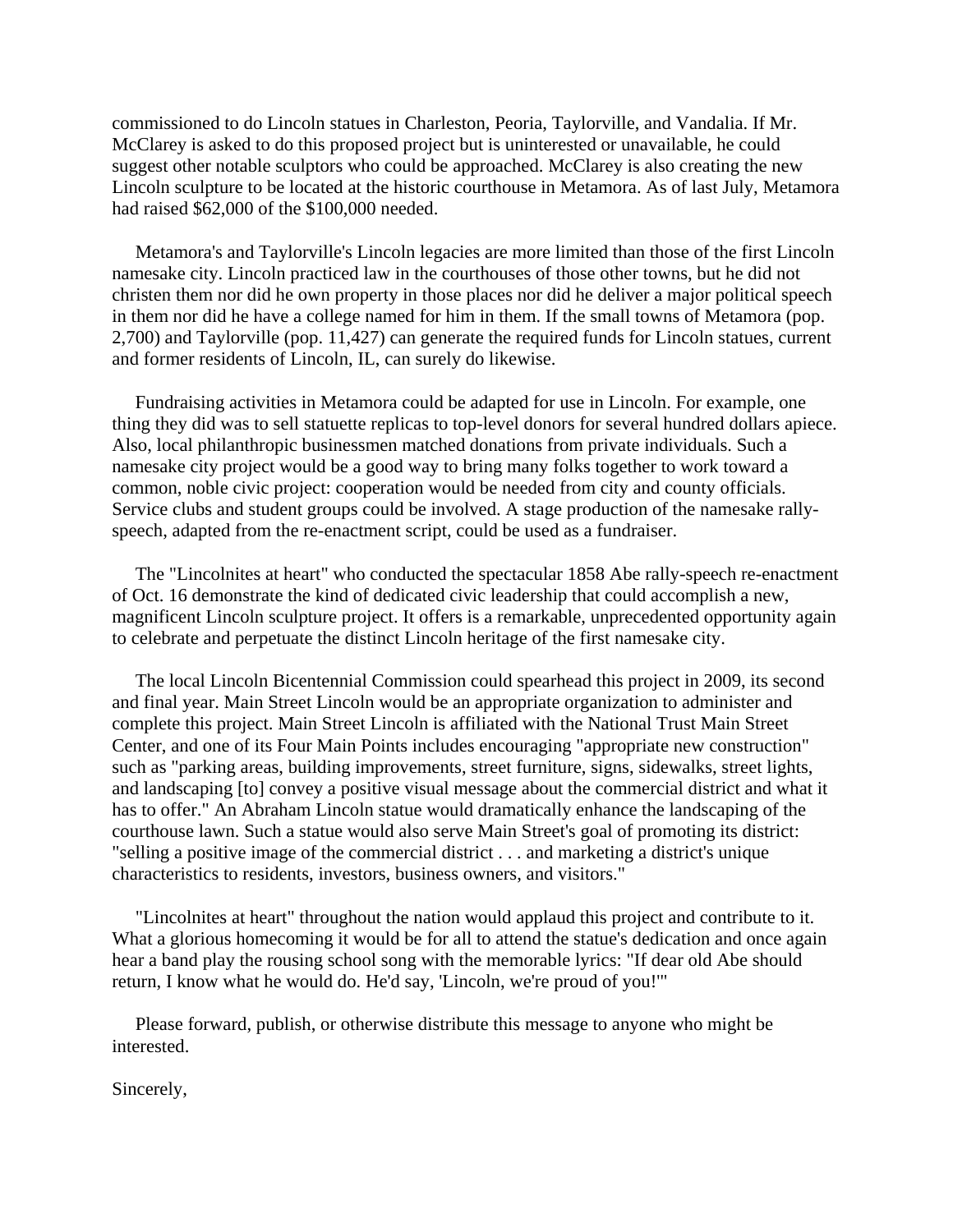commissioned to do Lincoln statues in Charleston, Peoria, Taylorville, and Vandalia. If Mr. McClarey is asked to do this proposed project but is uninterested or unavailable, he could suggest other notable sculptors who could be approached. McClarey is also creating the new Lincoln sculpture to be located at the historic courthouse in Metamora. As of last July, Metamora had raised $62,000 of the $100,000 needed.

Metamora's and Taylorville's Lincoln legacies are more limited than those of the first Lincoln namesake city. Lincoln practiced law in the courthouses of those other towns, but he did not christen them nor did he own property in those places nor did he deliver a major political speech in them nor did he have a college named for him in them. If the small towns of Metamora (pop. 2,700) and Taylorville (pop. 11,427) can generate the required funds for Lincoln statues, current and former residents of Lincoln, IL, can surely do likewise.

Fundraising activities in Metamora could be adapted for use in Lincoln. For example, one thing they did was to sell statuette replicas to top-level donors for several hundred dollars apiece. Also, local philanthropic businessmen matched donations from private individuals. Such a namesake city project would be a good way to bring many folks together to work toward a common, noble civic project: cooperation would be needed from city and county officials. Service clubs and student groups could be involved. A stage production of the namesake rally-speech, adapted from the re-enactment script, could be used as a fundraiser.

The "Lincolnites at heart" who conducted the spectacular 1858 Abe rally-speech re-enactment of Oct. 16 demonstrate the kind of dedicated civic leadership that could accomplish a new, magnificent Lincoln sculpture project. It offers is a remarkable, unprecedented opportunity again to celebrate and perpetuate the distinct Lincoln heritage of the first namesake city.

The local Lincoln Bicentennial Commission could spearhead this project in 2009, its second and final year. Main Street Lincoln would be an appropriate organization to administer and complete this project. Main Street Lincoln is affiliated with the National Trust Main Street Center, and one of its Four Main Points includes encouraging "appropriate new construction" such as "parking areas, building improvements, street furniture, signs, sidewalks, street lights, and landscaping [to] convey a positive visual message about the commercial district and what it has to offer." An Abraham Lincoln statue would dramatically enhance the landscaping of the courthouse lawn. Such a statue would also serve Main Street's goal of promoting its district: "selling a positive image of the commercial district . . . and marketing a district's unique characteristics to residents, investors, business owners, and visitors."

"Lincolnites at heart" throughout the nation would applaud this project and contribute to it. What a glorious homecoming it would be for all to attend the statue's dedication and once again hear a band play the rousing school song with the memorable lyrics: "If dear old Abe should return, I know what he would do. He'd say, 'Lincoln, we're proud of you!'"

Please forward, publish, or otherwise distribute this message to anyone who might be interested.

Sincerely,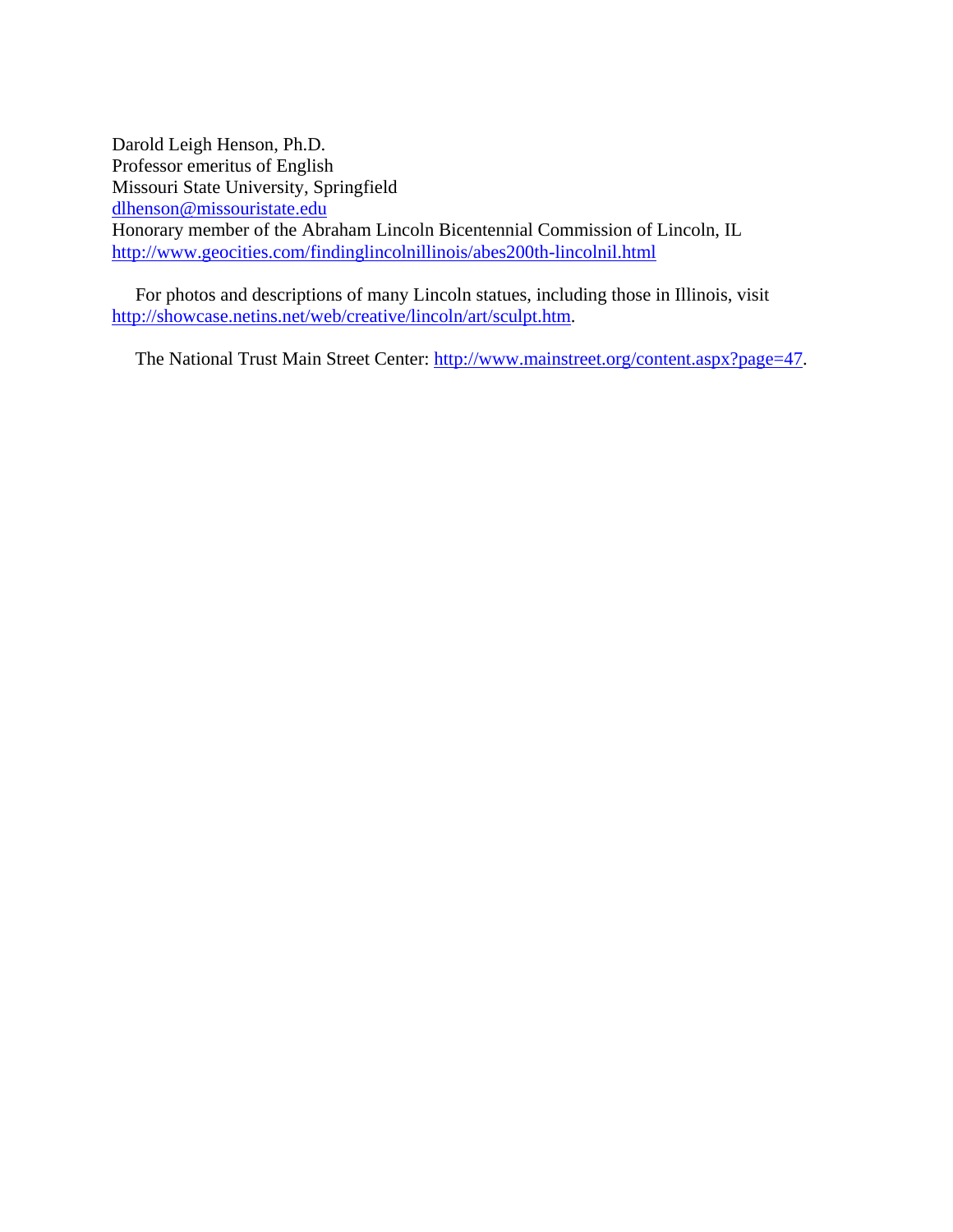Darold Leigh Henson, Ph.D.  
Professor emeritus of English  
Missouri State University, Springfield  
dlhenson@missouristate.edu  
Honorary member of the Abraham Lincoln Bicentennial Commission of Lincoln, IL  
http://www.geocities.com/findinglincolnillinois/abes200th-lincolnil.html

For photos and descriptions of many Lincoln statues, including those in Illinois, visit http://showcase.netins.net/web/creative/lincoln/art/sculpt.htm.

The National Trust Main Street Center: http://www.mainstreet.org/content.aspx?page=47.